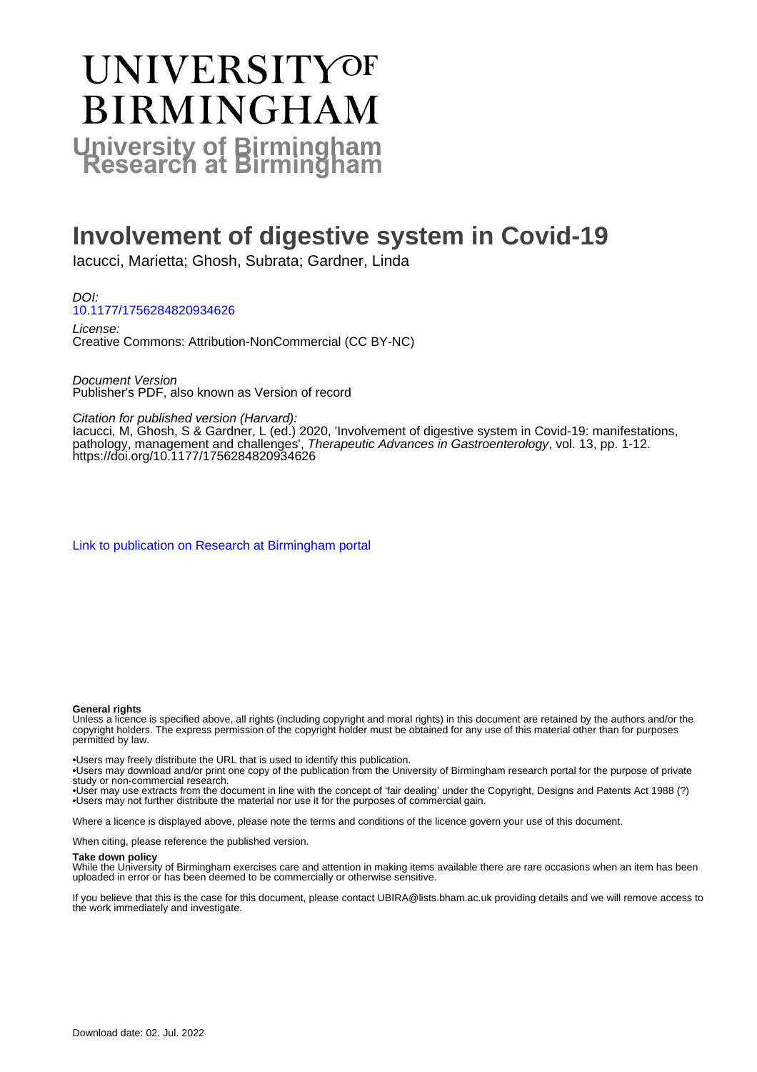# UNIVERSITY OF BIRMINGHAM

**University of Birmingham Research at Birmingham**

# Involvement of digestive system in Covid-19

Iacucci, Marietta; Ghosh, Subrata; Gardner, Linda

*DOI:*
10.1177/1756284820934626

*License:*
Creative Commons: Attribution-NonCommercial (CC BY-NC)

*Document Version*
Publisher's PDF, also known as Version of record

*Citation for published version (Harvard):*
Iacucci, M, Ghosh, S & Gardner, L (ed.) 2020, 'Involvement of digestive system in Covid-19: manifestations, pathology, management and challenges', *Therapeutic Advances in Gastroenterology*, vol. 13, pp. 1-12. https://doi.org/10.1177/1756284820934626

Link to publication on Research at Birmingham portal

**General rights**
Unless a licence is specified above, all rights (including copyright and moral rights) in this document are retained by the authors and/or the copyright holders. The express permission of the copyright holder must be obtained for any use of this material other than for purposes permitted by law.

•Users may freely distribute the URL that is used to identify this publication.
•Users may download and/or print one copy of the publication from the University of Birmingham research portal for the purpose of private study or non-commercial research.
•User may use extracts from the document in line with the concept of 'fair dealing' under the Copyright, Designs and Patents Act 1988 (?)
•Users may not further distribute the material nor use it for the purposes of commercial gain.

Where a licence is displayed above, please note the terms and conditions of the licence govern your use of this document.

When citing, please reference the published version.

**Take down policy**
While the University of Birmingham exercises care and attention in making items available there are rare occasions when an item has been uploaded in error or has been deemed to be commercially or otherwise sensitive.

If you believe that this is the case for this document, please contact UBIRA@lists.bham.ac.uk providing details and we will remove access to the work immediately and investigate.

Download date: 02. Jul. 2022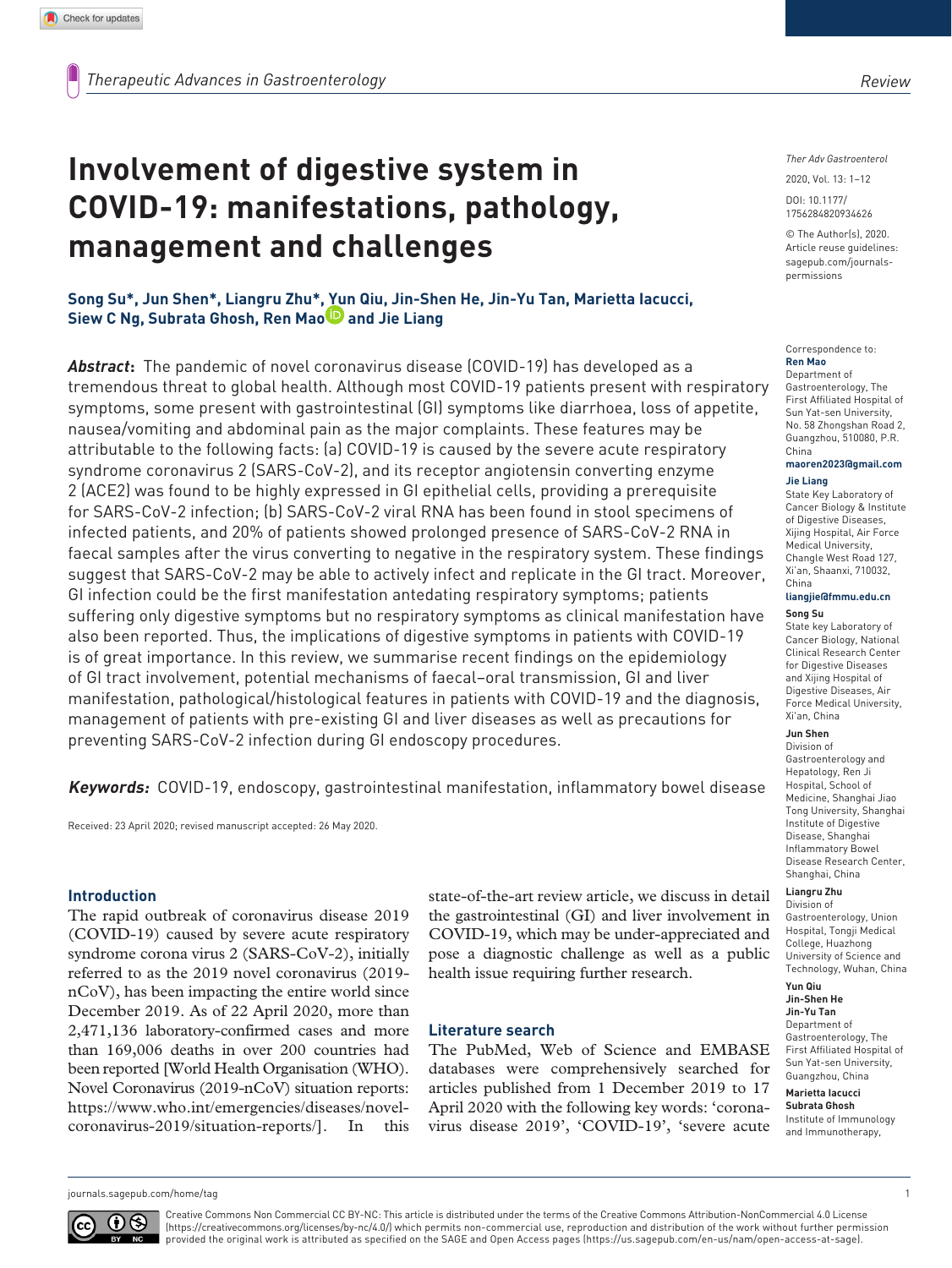# Involvement of digestive system in COVID-19: manifestations, pathology, management and challenges

**Song Su*, Jun Shen*, Liangru Zhu*, Yun Qiu, Jin-Shen He, Jin-Yu Tan, Marietta Iacucci, Siew C Ng, Subrata Ghosh, Ren Mao and Jie Liang**

***Abstract*:** The pandemic of novel coronavirus disease (COVID-19) has developed as a tremendous threat to global health. Although most COVID-19 patients present with respiratory symptoms, some present with gastrointestinal (GI) symptoms like diarrhoea, loss of appetite, nausea/vomiting and abdominal pain as the major complaints. These features may be attributable to the following facts: (a) COVID-19 is caused by the severe acute respiratory syndrome coronavirus 2 (SARS-CoV-2), and its receptor angiotensin converting enzyme 2 (ACE2) was found to be highly expressed in GI epithelial cells, providing a prerequisite for SARS-CoV-2 infection; (b) SARS-CoV-2 viral RNA has been found in stool specimens of infected patients, and 20% of patients showed prolonged presence of SARS-CoV-2 RNA in faecal samples after the virus converting to negative in the respiratory system. These findings suggest that SARS-CoV-2 may be able to actively infect and replicate in the GI tract. Moreover, GI infection could be the first manifestation antedating respiratory symptoms; patients suffering only digestive symptoms but no respiratory symptoms as clinical manifestation have also been reported. Thus, the implications of digestive symptoms in patients with COVID-19 is of great importance. In this review, we summarise recent findings on the epidemiology of GI tract involvement, potential mechanisms of faecal–oral transmission, GI and liver manifestation, pathological/histological features in patients with COVID-19 and the diagnosis, management of patients with pre-existing GI and liver diseases as well as precautions for preventing SARS-CoV-2 infection during GI endoscopy procedures.

***Keywords:*** COVID-19, endoscopy, gastrointestinal manifestation, inflammatory bowel disease

Received: 23 April 2020; revised manuscript accepted: 26 May 2020.

Correspondence to:
**Ren Mao**
Department of Gastroenterology, The First Affiliated Hospital of Sun Yat-sen University, No. 58 Zhongshan Road 2, Guangzhou, 510080, P.R. China
**maoren2023@gmail.com**

**Jie Liang**
State Key Laboratory of Cancer Biology & Institute of Digestive Diseases, Xijing Hospital, Air Force Medical University, Changle West Road 127, Xi'an, Shaanxi, 710032, China
**liangjie@fmmu.edu.cn**

**Song Su**
State key Laboratory of Cancer Biology, National Clinical Research Center for Digestive Diseases and Xijing Hospital of Digestive Diseases, Air Force Medical University, Xi'an, China

**Jun Shen**
Division of Gastroenterology and Hepatology, Ren Ji Hospital, School of Medicine, Shanghai Jiao Tong University, Shanghai Institute of Digestive Disease, Shanghai Inflammatory Bowel Disease Research Center, Shanghai, China

**Liangru Zhu**
Division of Gastroenterology, Union Hospital, Tongji Medical College, Huazhong University of Science and Technology, Wuhan, China

**Yun Qiu**
**Jin-Shen He**
**Jin-Yu Tan**
Department of Gastroenterology, The First Affiliated Hospital of Sun Yat-sen University, Guangzhou, China

**Marietta Iacucci**
**Subrata Ghosh**
Institute of Immunology and Immunotherapy,

## Introduction

The rapid outbreak of coronavirus disease 2019 (COVID-19) caused by severe acute respiratory syndrome corona virus 2 (SARS-CoV-2), initially referred to as the 2019 novel coronavirus (2019-nCoV), has been impacting the entire world since December 2019. As of 22 April 2020, more than 2,471,136 laboratory-confirmed cases and more than 169,006 deaths in over 200 countries had been reported [World Health Organisation (WHO). Novel Coronavirus (2019-nCoV) situation reports: https://www.who.int/emergencies/diseases/novel-coronavirus-2019/situation-reports/]. In this state-of-the-art review article, we discuss in detail the gastrointestinal (GI) and liver involvement in COVID-19, which may be under-appreciated and pose a diagnostic challenge as well as a public health issue requiring further research.

## Literature search

The PubMed, Web of Science and EMBASE databases were comprehensively searched for articles published from 1 December 2019 to 17 April 2020 with the following key words: 'corona-virus disease 2019', 'COVID-19', 'severe acute

Creative Commons Non Commercial CC BY-NC: This article is distributed under the terms of the Creative Commons Attribution-NonCommercial 4.0 License (https://creativecommons.org/licenses/by-nc/4.0/) which permits non-commercial use, reproduction and distribution of the work without further permission provided the original work is attributed as specified on the SAGE and Open Access pages (https://us.sagepub.com/en-us/nam/open-access-at-sage).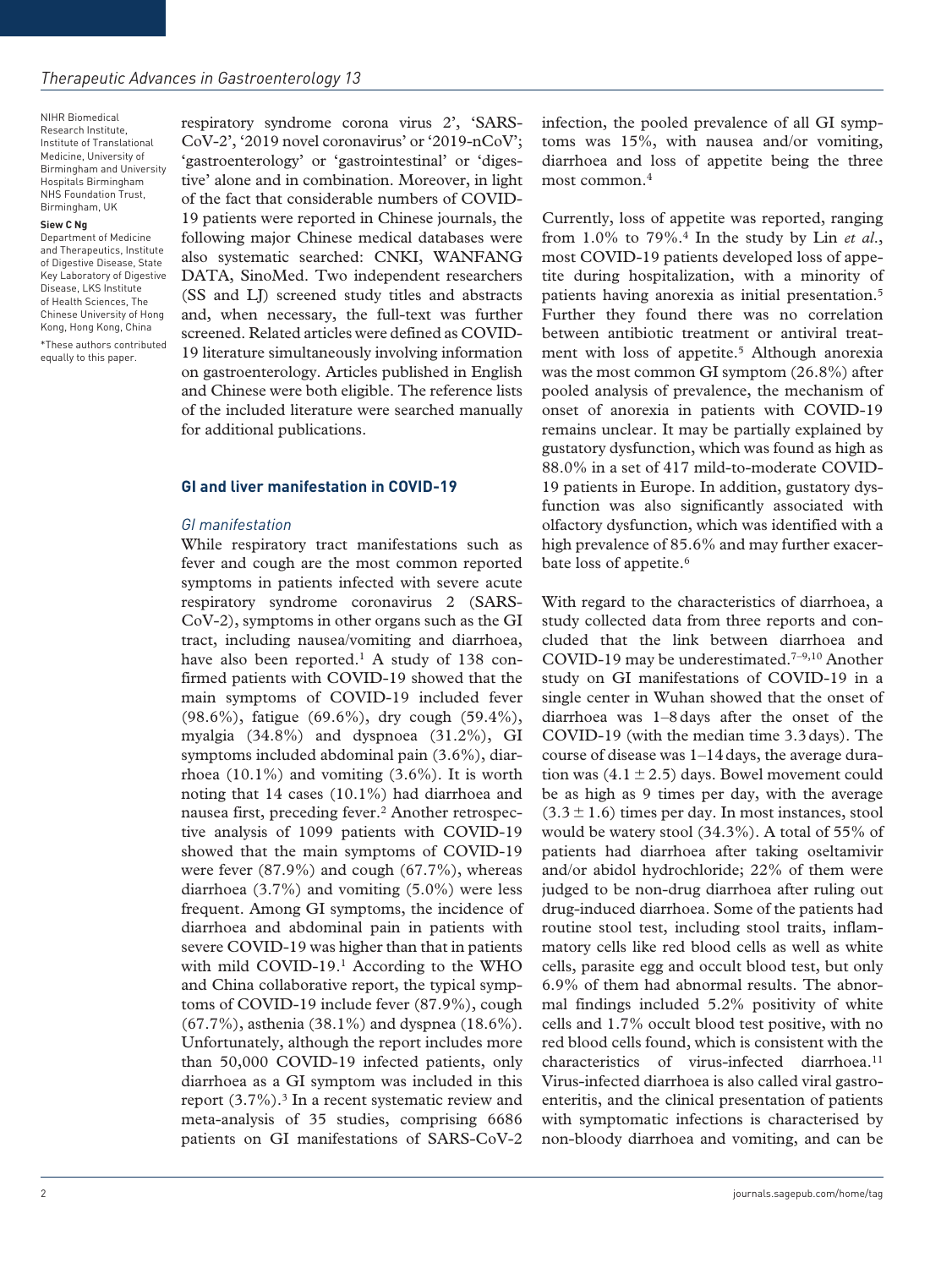NIHR Biomedical Research Institute, Institute of Translational Medicine, University of Birmingham and University Hospitals Birmingham NHS Foundation Trust, Birmingham, UK

**Siew C Ng**
Department of Medicine and Therapeutics, Institute of Digestive Disease, State Key Laboratory of Digestive Disease, LKS Institute of Health Sciences, The Chinese University of Hong Kong, Hong Kong, China

*These authors contributed equally to this paper.

respiratory syndrome corona virus 2', 'SARS-CoV-2', '2019 novel coronavirus' or '2019-nCoV'; 'gastroenterology' or 'gastrointestinal' or 'digestive' alone and in combination. Moreover, in light of the fact that considerable numbers of COVID-19 patients were reported in Chinese journals, the following major Chinese medical databases were also systematic searched: CNKI, WANFANG DATA, SinoMed. Two independent researchers (SS and LJ) screened study titles and abstracts and, when necessary, the full-text was further screened. Related articles were defined as COVID-19 literature simultaneously involving information on gastroenterology. Articles published in English and Chinese were both eligible. The reference lists of the included literature were searched manually for additional publications.

## GI and liver manifestation in COVID-19

### GI manifestation

While respiratory tract manifestations such as fever and cough are the most common reported symptoms in patients infected with severe acute respiratory syndrome coronavirus 2 (SARS-CoV-2), symptoms in other organs such as the GI tract, including nausea/vomiting and diarrhoea, have also been reported.[1] A study of 138 confirmed patients with COVID-19 showed that the main symptoms of COVID-19 included fever (98.6%), fatigue (69.6%), dry cough (59.4%), myalgia (34.8%) and dyspnoea (31.2%), GI symptoms included abdominal pain (3.6%), diarrhoea (10.1%) and vomiting (3.6%). It is worth noting that 14 cases (10.1%) had diarrhoea and nausea first, preceding fever.[2] Another retrospective analysis of 1099 patients with COVID-19 showed that the main symptoms of COVID-19 were fever (87.9%) and cough (67.7%), whereas diarrhoea (3.7%) and vomiting (5.0%) were less frequent. Among GI symptoms, the incidence of diarrhoea and abdominal pain in patients with severe COVID-19 was higher than that in patients with mild COVID-19.[1] According to the WHO and China collaborative report, the typical symptoms of COVID-19 include fever (87.9%), cough (67.7%), asthenia (38.1%) and dyspnea (18.6%). Unfortunately, although the report includes more than 50,000 COVID-19 infected patients, only diarrhoea as a GI symptom was included in this report (3.7%).[3] In a recent systematic review and meta-analysis of 35 studies, comprising 6686 patients on GI manifestations of SARS-CoV-2 infection, the pooled prevalence of all GI symptoms was 15%, with nausea and/or vomiting, diarrhoea and loss of appetite being the three most common.[4]

Currently, loss of appetite was reported, ranging from 1.0% to 79%.[4] In the study by Lin *et al.*, most COVID-19 patients developed loss of appetite during hospitalization, with a minority of patients having anorexia as initial presentation.[5] Further they found there was no correlation between antibiotic treatment or antiviral treatment with loss of appetite.[5] Although anorexia was the most common GI symptom (26.8%) after pooled analysis of prevalence, the mechanism of onset of anorexia in patients with COVID-19 remains unclear. It may be partially explained by gustatory dysfunction, which was found as high as 88.0% in a set of 417 mild-to-moderate COVID-19 patients in Europe. In addition, gustatory dysfunction was also significantly associated with olfactory dysfunction, which was identified with a high prevalence of 85.6% and may further exacerbate loss of appetite.[6]

With regard to the characteristics of diarrhoea, a study collected data from three reports and concluded that the link between diarrhoea and COVID-19 may be underestimated.[7–9,10] Another study on GI manifestations of COVID-19 in a single center in Wuhan showed that the onset of diarrhoea was 1–8 days after the onset of the COVID-19 (with the median time 3.3 days). The course of disease was 1–14 days, the average duration was ($4.1 \pm 2.5$) days. Bowel movement could be as high as 9 times per day, with the average ($3.3 \pm 1.6$) times per day. In most instances, stool would be watery stool (34.3%). A total of 55% of patients had diarrhoea after taking oseltamivir and/or abidol hydrochloride; 22% of them were judged to be non-drug diarrhoea after ruling out drug-induced diarrhoea. Some of the patients had routine stool test, including stool traits, inflammatory cells like red blood cells as well as white cells, parasite egg and occult blood test, but only 6.9% of them had abnormal results. The abnormal findings included 5.2% positivity of white cells and 1.7% occult blood test positive, with no red blood cells found, which is consistent with the characteristics of virus-infected diarrhoea.[11] Virus-infected diarrhoea is also called viral gastroenteritis, and the clinical presentation of patients with symptomatic infections is characterised by non-bloody diarrhoea and vomiting, and can be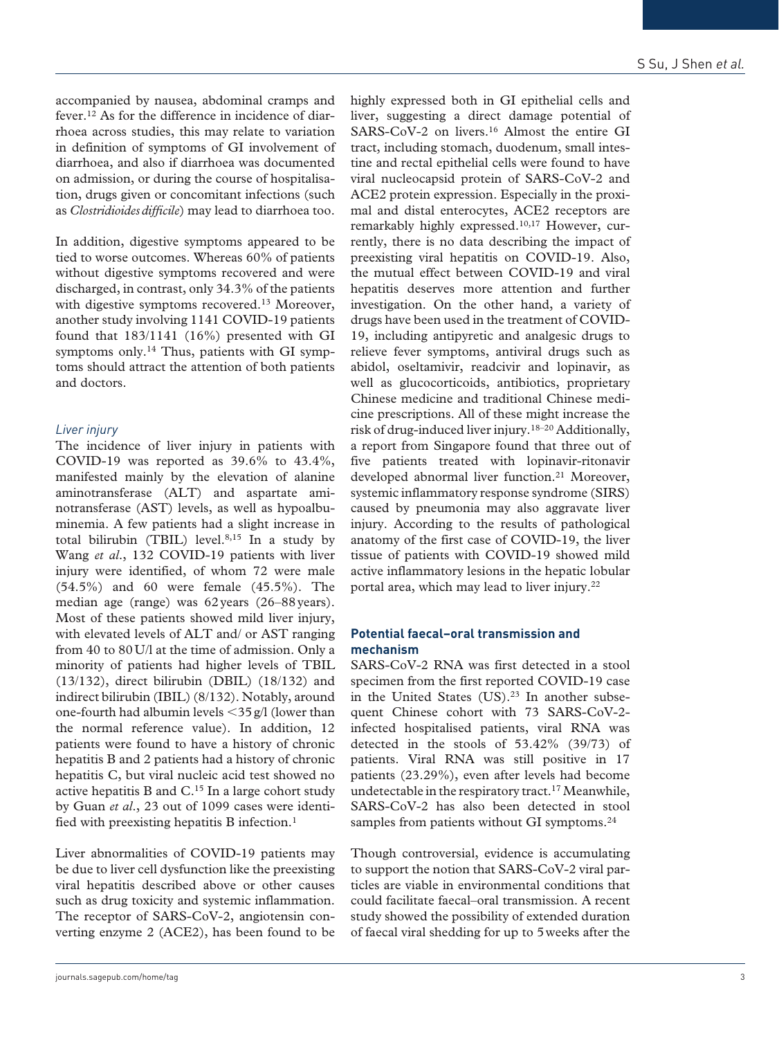accompanied by nausea, abdominal cramps and fever.[12] As for the difference in incidence of diarrhoea across studies, this may relate to variation in definition of symptoms of GI involvement of diarrhoea, and also if diarrhoea was documented on admission, or during the course of hospitalisation, drugs given or concomitant infections (such as *Clostridioides difficile*) may lead to diarrhoea too.

In addition, digestive symptoms appeared to be tied to worse outcomes. Whereas 60% of patients without digestive symptoms recovered and were discharged, in contrast, only 34.3% of the patients with digestive symptoms recovered.[13] Moreover, another study involving 1141 COVID-19 patients found that 183/1141 (16%) presented with GI symptoms only.[14] Thus, patients with GI symptoms should attract the attention of both patients and doctors.

### *Liver injury*

The incidence of liver injury in patients with COVID-19 was reported as 39.6% to 43.4%, manifested mainly by the elevation of alanine aminotransferase (ALT) and aspartate aminotransferase (AST) levels, as well as hypoalbuminemia. A few patients had a slight increase in total bilirubin (TBIL) level.[8,15] In a study by Wang *et al.*, 132 COVID-19 patients with liver injury were identified, of whom 72 were male (54.5%) and 60 were female (45.5%). The median age (range) was 62 years (26–88 years). Most of these patients showed mild liver injury, with elevated levels of ALT and/ or AST ranging from 40 to 80 U/l at the time of admission. Only a minority of patients had higher levels of TBIL (13/132), direct bilirubin (DBIL) (18/132) and indirect bilirubin (IBIL) (8/132). Notably, around one-fourth had albumin levels <35 g/l (lower than the normal reference value). In addition, 12 patients were found to have a history of chronic hepatitis B and 2 patients had a history of chronic hepatitis C, but viral nucleic acid test showed no active hepatitis B and C.[15] In a large cohort study by Guan *et al.*, 23 out of 1099 cases were identified with preexisting hepatitis B infection.[1]

Liver abnormalities of COVID-19 patients may be due to liver cell dysfunction like the preexisting viral hepatitis described above or other causes such as drug toxicity and systemic inflammation. The receptor of SARS-CoV-2, angiotensin converting enzyme 2 (ACE2), has been found to be highly expressed both in GI epithelial cells and liver, suggesting a direct damage potential of SARS-CoV-2 on livers.[16] Almost the entire GI tract, including stomach, duodenum, small intestine and rectal epithelial cells were found to have viral nucleocapsid protein of SARS-CoV-2 and ACE2 protein expression. Especially in the proximal and distal enterocytes, ACE2 receptors are remarkably highly expressed.[10,17] However, currently, there is no data describing the impact of preexisting viral hepatitis on COVID-19. Also, the mutual effect between COVID-19 and viral hepatitis deserves more attention and further investigation. On the other hand, a variety of drugs have been used in the treatment of COVID-19, including antipyretic and analgesic drugs to relieve fever symptoms, antiviral drugs such as abidol, oseltamivir, readcivir and lopinavir, as well as glucocorticoids, antibiotics, proprietary Chinese medicine and traditional Chinese medicine prescriptions. All of these might increase the risk of drug-induced liver injury.[18–20] Additionally, a report from Singapore found that three out of five patients treated with lopinavir-ritonavir developed abnormal liver function.[21] Moreover, systemic inflammatory response syndrome (SIRS) caused by pneumonia may also aggravate liver injury. According to the results of pathological anatomy of the first case of COVID-19, the liver tissue of patients with COVID-19 showed mild active inflammatory lesions in the hepatic lobular portal area, which may lead to liver injury.[22]

## **Potential faecal–oral transmission and mechanism**

SARS-CoV-2 RNA was first detected in a stool specimen from the first reported COVID-19 case in the United States (US).[23] In another subsequent Chinese cohort with 73 SARS-CoV-2-infected hospitalised patients, viral RNA was detected in the stools of 53.42% (39/73) of patients. Viral RNA was still positive in 17 patients (23.29%), even after levels had become undetectable in the respiratory tract.[17] Meanwhile, SARS-CoV-2 has also been detected in stool samples from patients without GI symptoms.[24]

Though controversial, evidence is accumulating to support the notion that SARS-CoV-2 viral particles are viable in environmental conditions that could facilitate faecal–oral transmission. A recent study showed the possibility of extended duration of faecal viral shedding for up to 5 weeks after the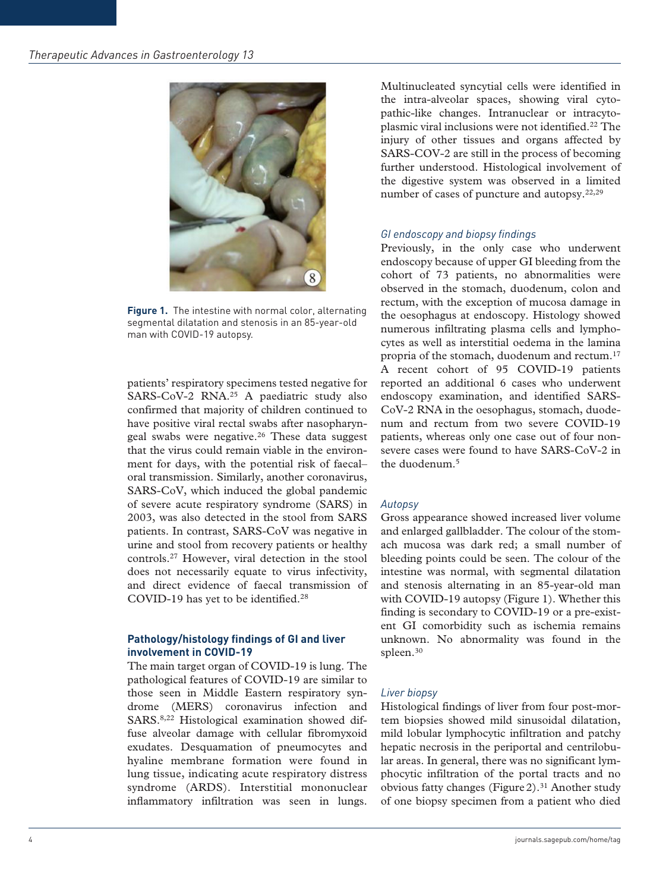Figure 1. The intestine with normal color, alternating segmental dilatation and stenosis in an 85-year-old man with COVID-19 autopsy.

patients' respiratory specimens tested negative for SARS-CoV-2 RNA.[25] A paediatric study also confirmed that majority of children continued to have positive viral rectal swabs after nasopharyngeal swabs were negative.[26] These data suggest that the virus could remain viable in the environment for days, with the potential risk of faecal–oral transmission. Similarly, another coronavirus, SARS-CoV, which induced the global pandemic of severe acute respiratory syndrome (SARS) in 2003, was also detected in the stool from SARS patients. In contrast, SARS-CoV was negative in urine and stool from recovery patients or healthy controls.[27] However, viral detection in the stool does not necessarily equate to virus infectivity, and direct evidence of faecal transmission of COVID-19 has yet to be identified.[28]

## Pathology/histology findings of GI and liver involvement in COVID-19

The main target organ of COVID-19 is lung. The pathological features of COVID-19 are similar to those seen in Middle Eastern respiratory syndrome (MERS) coronavirus infection and SARS.[8,22] Histological examination showed diffuse alveolar damage with cellular fibromyxoid exudates. Desquamation of pneumocytes and hyaline membrane formation were found in lung tissue, indicating acute respiratory distress syndrome (ARDS). Interstitial mononuclear inflammatory infiltration was seen in lungs. Multinucleated syncytial cells were identified in the intra-alveolar spaces, showing viral cytopathic-like changes. Intranuclear or intracytoplasmic viral inclusions were not identified.[22] The injury of other tissues and organs affected by SARS-COV-2 are still in the process of becoming further understood. Histological involvement of the digestive system was observed in a limited number of cases of puncture and autopsy.[22,29]

### *GI endoscopy and biopsy findings*

Previously, in the only case who underwent endoscopy because of upper GI bleeding from the cohort of 73 patients, no abnormalities were observed in the stomach, duodenum, colon and rectum, with the exception of mucosa damage in the oesophagus at endoscopy. Histology showed numerous infiltrating plasma cells and lymphocytes as well as interstitial oedema in the lamina propria of the stomach, duodenum and rectum.[17] A recent cohort of 95 COVID-19 patients reported an additional 6 cases who underwent endoscopy examination, and identified SARS-CoV-2 RNA in the oesophagus, stomach, duodenum and rectum from two severe COVID-19 patients, whereas only one case out of four non-severe cases were found to have SARS-CoV-2 in the duodenum.[5]

### *Autopsy*

Gross appearance showed increased liver volume and enlarged gallbladder. The colour of the stomach mucosa was dark red; a small number of bleeding points could be seen. The colour of the intestine was normal, with segmental dilatation and stenosis alternating in an 85-year-old man with COVID-19 autopsy (Figure 1). Whether this finding is secondary to COVID-19 or a pre-existent GI comorbidity such as ischemia remains unknown. No abnormality was found in the spleen.[30]

### *Liver biopsy*

Histological findings of liver from four post-mortem biopsies showed mild sinusoidal dilatation, mild lobular lymphocytic infiltration and patchy hepatic necrosis in the periportal and centrilobular areas. In general, there was no significant lymphocytic infiltration of the portal tracts and no obvious fatty changes (Figure 2).[31] Another study of one biopsy specimen from a patient who died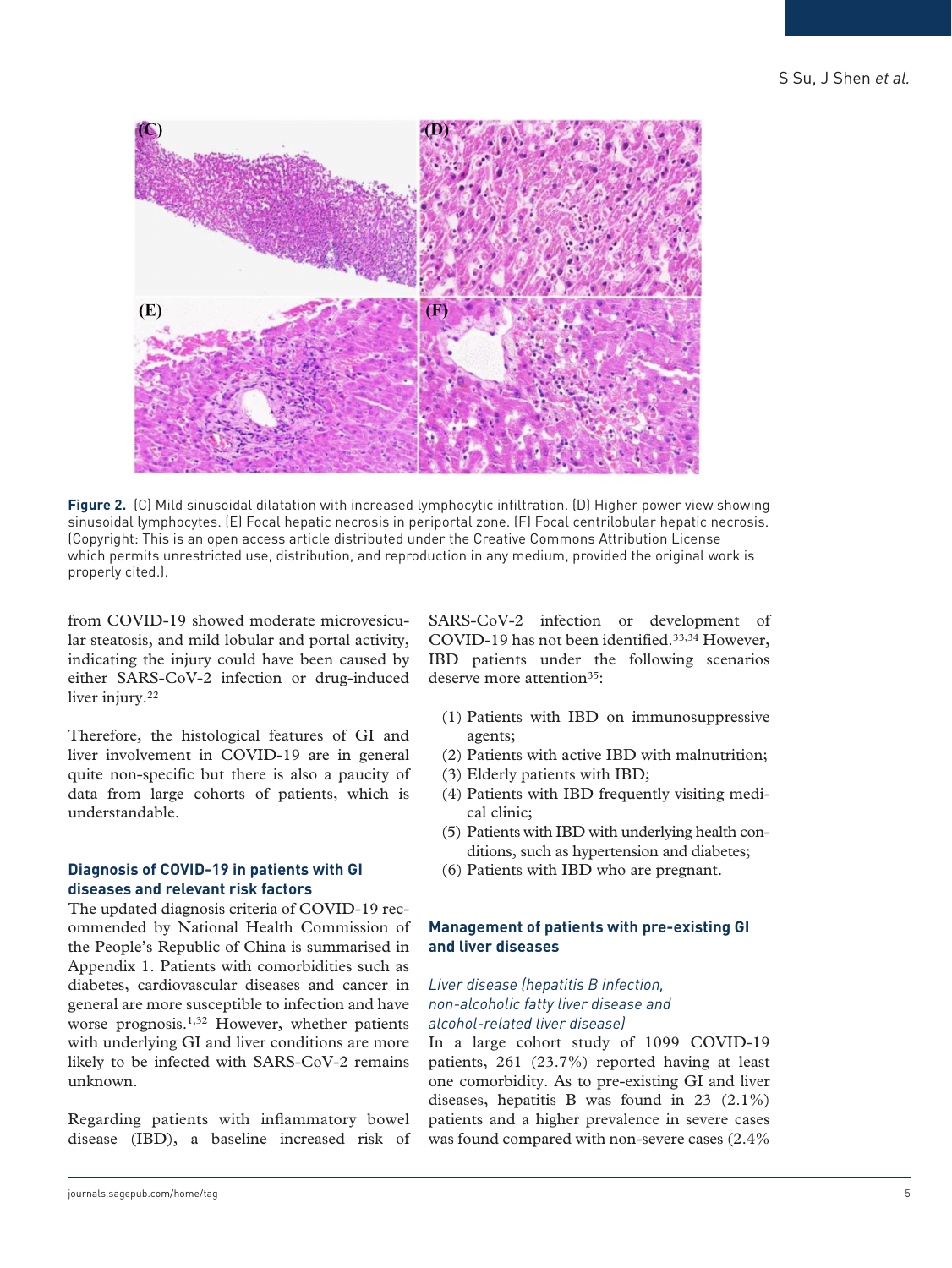Figure 2. (C) Mild sinusoidal dilatation with increased lymphocytic infiltration. (D) Higher power view showing sinusoidal lymphocytes. (E) Focal hepatic necrosis in periportal zone. (F) Focal centrilobular hepatic necrosis. (Copyright: This is an open access article distributed under the Creative Commons Attribution License which permits unrestricted use, distribution, and reproduction in any medium, provided the original work is properly cited.).

from COVID-19 showed moderate microvesicular steatosis, and mild lobular and portal activity, indicating the injury could have been caused by either SARS-CoV-2 infection or drug-induced liver injury.[22]

Therefore, the histological features of GI and liver involvement in COVID-19 are in general quite non-specific but there is also a paucity of data from large cohorts of patients, which is understandable.

## Diagnosis of COVID-19 in patients with GI diseases and relevant risk factors

The updated diagnosis criteria of COVID-19 recommended by National Health Commission of the People's Republic of China is summarised in Appendix 1. Patients with comorbidities such as diabetes, cardiovascular diseases and cancer in general are more susceptible to infection and have worse prognosis.[1,32] However, whether patients with underlying GI and liver conditions are more likely to be infected with SARS-CoV-2 remains unknown.

Regarding patients with inflammatory bowel disease (IBD), a baseline increased risk of SARS-CoV-2 infection or development of COVID-19 has not been identified.[33,34] However, IBD patients under the following scenarios deserve more attention[35]:

(1) Patients with IBD on immunosuppressive agents;
(2) Patients with active IBD with malnutrition;
(3) Elderly patients with IBD;
(4) Patients with IBD frequently visiting medical clinic;
(5) Patients with IBD with underlying health conditions, such as hypertension and diabetes;
(6) Patients with IBD who are pregnant.

## Management of patients with pre-existing GI and liver diseases

### *Liver disease (hepatitis B infection, non-alcoholic fatty liver disease and alcohol-related liver disease)*

In a large cohort study of 1099 COVID-19 patients, 261 (23.7%) reported having at least one comorbidity. As to pre-existing GI and liver diseases, hepatitis B was found in 23 (2.1%) patients and a higher prevalence in severe cases was found compared with non-severe cases (2.4%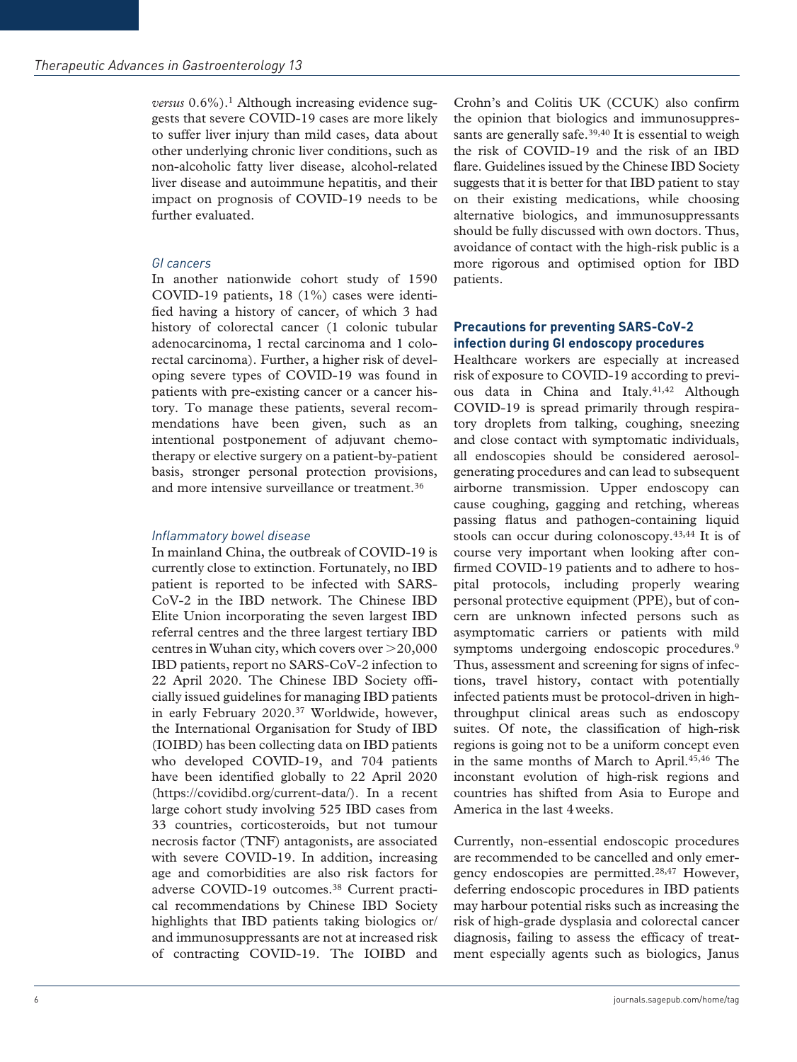*versus* 0.6%).[1] Although increasing evidence suggests that severe COVID-19 cases are more likely to suffer liver injury than mild cases, data about other underlying chronic liver conditions, such as non-alcoholic fatty liver disease, alcohol-related liver disease and autoimmune hepatitis, and their impact on prognosis of COVID-19 needs to be further evaluated.

### *GI cancers*

In another nationwide cohort study of 1590 COVID-19 patients, 18 (1%) cases were identified having a history of cancer, of which 3 had history of colorectal cancer (1 colonic tubular adenocarcinoma, 1 rectal carcinoma and 1 colorectal carcinoma). Further, a higher risk of developing severe types of COVID-19 was found in patients with pre-existing cancer or a cancer history. To manage these patients, several recommendations have been given, such as an intentional postponement of adjuvant chemotherapy or elective surgery on a patient-by-patient basis, stronger personal protection provisions, and more intensive surveillance or treatment.[36]

### *Inflammatory bowel disease*

In mainland China, the outbreak of COVID-19 is currently close to extinction. Fortunately, no IBD patient is reported to be infected with SARS-CoV-2 in the IBD network. The Chinese IBD Elite Union incorporating the seven largest IBD referral centres and the three largest tertiary IBD centres in Wuhan city, which covers over >20,000 IBD patients, report no SARS-CoV-2 infection to 22 April 2020. The Chinese IBD Society officially issued guidelines for managing IBD patients in early February 2020.[37] Worldwide, however, the International Organisation for Study of IBD (IOIBD) has been collecting data on IBD patients who developed COVID-19, and 704 patients have been identified globally to 22 April 2020 (https://covidibd.org/current-data/). In a recent large cohort study involving 525 IBD cases from 33 countries, corticosteroids, but not tumour necrosis factor (TNF) antagonists, are associated with severe COVID-19. In addition, increasing age and comorbidities are also risk factors for adverse COVID-19 outcomes.[38] Current practical recommendations by Chinese IBD Society highlights that IBD patients taking biologics or/and immunosuppressants are not at increased risk of contracting COVID-19. The IOIBD and Crohn's and Colitis UK (CCUK) also confirm the opinion that biologics and immunosuppressants are generally safe.[39,40] It is essential to weigh the risk of COVID-19 and the risk of an IBD flare. Guidelines issued by the Chinese IBD Society suggests that it is better for that IBD patient to stay on their existing medications, while choosing alternative biologics, and immunosuppressants should be fully discussed with own doctors. Thus, avoidance of contact with the high-risk public is a more rigorous and optimised option for IBD patients.

## Precautions for preventing SARS-CoV-2 infection during GI endoscopy procedures

Healthcare workers are especially at increased risk of exposure to COVID-19 according to previous data in China and Italy.[41,42] Although COVID-19 is spread primarily through respiratory droplets from talking, coughing, sneezing and close contact with symptomatic individuals, all endoscopies should be considered aerosol-generating procedures and can lead to subsequent airborne transmission. Upper endoscopy can cause coughing, gagging and retching, whereas passing flatus and pathogen-containing liquid stools can occur during colonoscopy.[43,44] It is of course very important when looking after confirmed COVID-19 patients and to adhere to hospital protocols, including properly wearing personal protective equipment (PPE), but of concern are unknown infected persons such as asymptomatic carriers or patients with mild symptoms undergoing endoscopic procedures.[9] Thus, assessment and screening for signs of infections, travel history, contact with potentially infected patients must be protocol-driven in high-throughput clinical areas such as endoscopy suites. Of note, the classification of high-risk regions is going not to be a uniform concept even in the same months of March to April.[45,46] The inconstant evolution of high-risk regions and countries has shifted from Asia to Europe and America in the last 4 weeks.

Currently, non-essential endoscopic procedures are recommended to be cancelled and only emergency endoscopies are permitted.[28,47] However, deferring endoscopic procedures in IBD patients may harbour potential risks such as increasing the risk of high-grade dysplasia and colorectal cancer diagnosis, failing to assess the efficacy of treatment especially agents such as biologics, Janus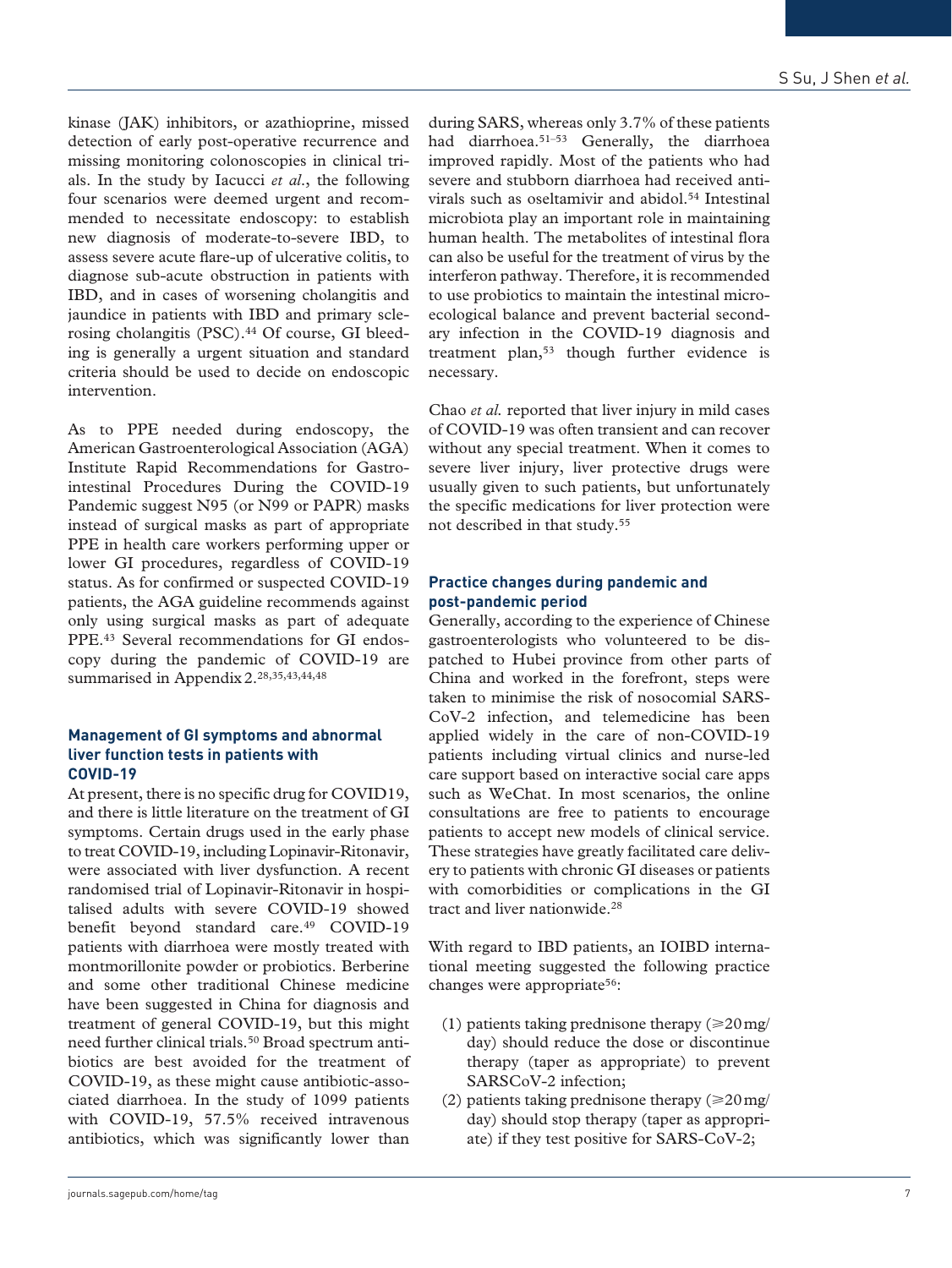kinase (JAK) inhibitors, or azathioprine, missed detection of early post-operative recurrence and missing monitoring colonoscopies in clinical trials. In the study by Iacucci *et al.*, the following four scenarios were deemed urgent and recommended to necessitate endoscopy: to establish new diagnosis of moderate-to-severe IBD, to assess severe acute flare-up of ulcerative colitis, to diagnose sub-acute obstruction in patients with IBD, and in cases of worsening cholangitis and jaundice in patients with IBD and primary sclerosing cholangitis (PSC).[44] Of course, GI bleeding is generally a urgent situation and standard criteria should be used to decide on endoscopic intervention.

As to PPE needed during endoscopy, the American Gastroenterological Association (AGA) Institute Rapid Recommendations for Gastrointestinal Procedures During the COVID-19 Pandemic suggest N95 (or N99 or PAPR) masks instead of surgical masks as part of appropriate PPE in health care workers performing upper or lower GI procedures, regardless of COVID-19 status. As for confirmed or suspected COVID-19 patients, the AGA guideline recommends against only using surgical masks as part of adequate PPE.[43] Several recommendations for GI endoscopy during the pandemic of COVID-19 are summarised in Appendix 2.[28,35,43,44,48]

### Management of GI symptoms and abnormal liver function tests in patients with COVID-19

At present, there is no specific drug for COVID19, and there is little literature on the treatment of GI symptoms. Certain drugs used in the early phase to treat COVID-19, including Lopinavir-Ritonavir, were associated with liver dysfunction. A recent randomised trial of Lopinavir-Ritonavir in hospitalised adults with severe COVID-19 showed benefit beyond standard care.[49] COVID-19 patients with diarrhoea were mostly treated with montmorillonite powder or probiotics. Berberine and some other traditional Chinese medicine have been suggested in China for diagnosis and treatment of general COVID-19, but this might need further clinical trials.[50] Broad spectrum antibiotics are best avoided for the treatment of COVID-19, as these might cause antibiotic-associated diarrhoea. In the study of 1099 patients with COVID-19, 57.5% received intravenous antibiotics, which was significantly lower than during SARS, whereas only 3.7% of these patients had diarrhoea.[51–53] Generally, the diarrhoea improved rapidly. Most of the patients who had severe and stubborn diarrhoea had received antivirals such as oseltamivir and abidol.[54] Intestinal microbiota play an important role in maintaining human health. The metabolites of intestinal flora can also be useful for the treatment of virus by the interferon pathway. Therefore, it is recommended to use probiotics to maintain the intestinal microecological balance and prevent bacterial secondary infection in the COVID-19 diagnosis and treatment plan,[53] though further evidence is necessary.

Chao *et al.* reported that liver injury in mild cases of COVID-19 was often transient and can recover without any special treatment. When it comes to severe liver injury, liver protective drugs were usually given to such patients, but unfortunately the specific medications for liver protection were not described in that study.[55]

### Practice changes during pandemic and post-pandemic period

Generally, according to the experience of Chinese gastroenterologists who volunteered to be dispatched to Hubei province from other parts of China and worked in the forefront, steps were taken to minimise the risk of nosocomial SARS-CoV-2 infection, and telemedicine has been applied widely in the care of non-COVID-19 patients including virtual clinics and nurse-led care support based on interactive social care apps such as WeChat. In most scenarios, the online consultations are free to patients to encourage patients to accept new models of clinical service. These strategies have greatly facilitated care delivery to patients with chronic GI diseases or patients with comorbidities or complications in the GI tract and liver nationwide.[28]

With regard to IBD patients, an IOIBD international meeting suggested the following practice changes were appropriate[56]:

(1) patients taking prednisone therapy (⩾20 mg/day) should reduce the dose or discontinue therapy (taper as appropriate) to prevent SARSCoV-2 infection;
(2) patients taking prednisone therapy (⩾20 mg/day) should stop therapy (taper as appropriate) if they test positive for SARS-CoV-2;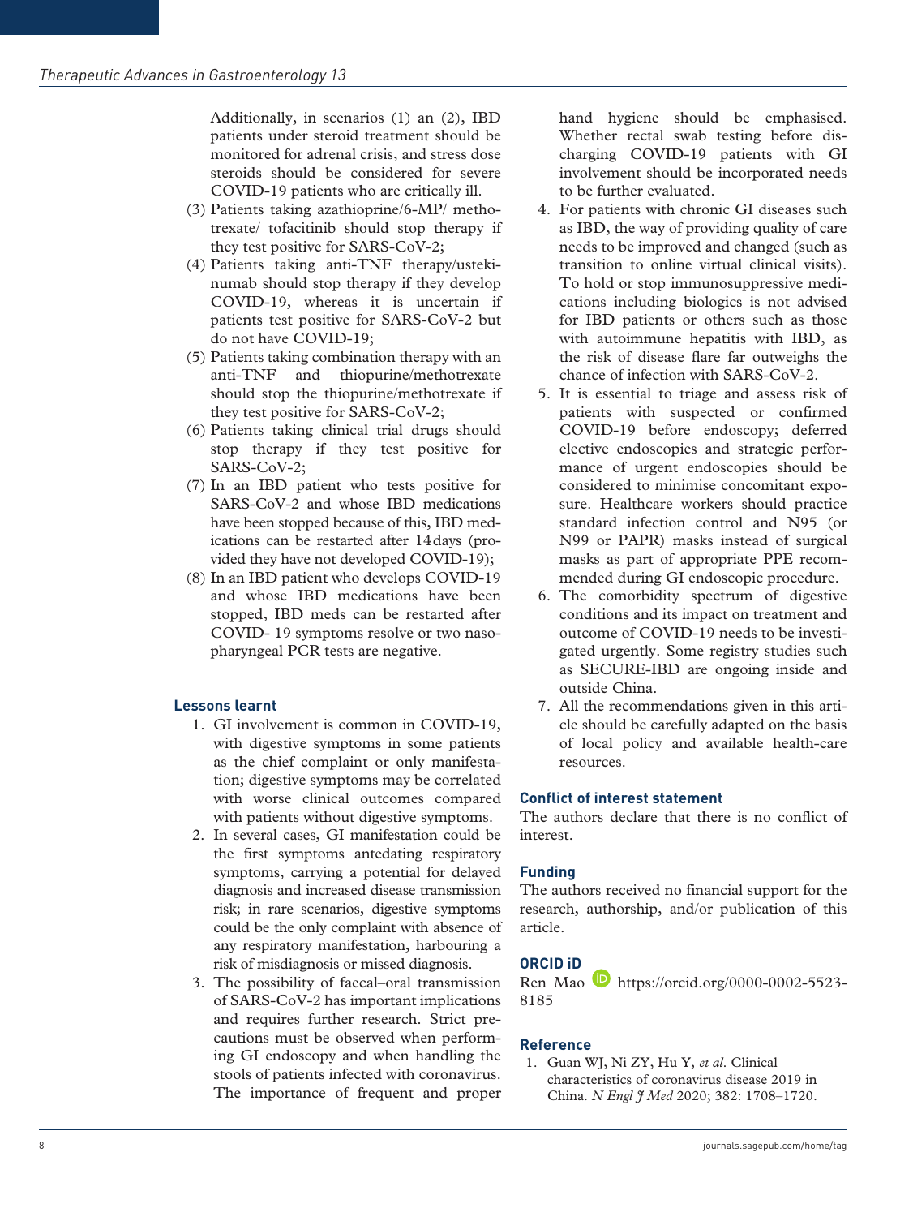Additionally, in scenarios (1) an (2), IBD patients under steroid treatment should be monitored for adrenal crisis, and stress dose steroids should be considered for severe COVID-19 patients who are critically ill.

(3) Patients taking azathioprine/6-MP/ methotrexate/ tofacitinib should stop therapy if they test positive for SARS-CoV-2;

(4) Patients taking anti-TNF therapy/ustekinumab should stop therapy if they develop COVID-19, whereas it is uncertain if patients test positive for SARS-CoV-2 but do not have COVID-19;

(5) Patients taking combination therapy with an anti-TNF and thiopurine/methotrexate should stop the thiopurine/methotrexate if they test positive for SARS-CoV-2;

(6) Patients taking clinical trial drugs should stop therapy if they test positive for SARS-CoV-2;

(7) In an IBD patient who tests positive for SARS-CoV-2 and whose IBD medications have been stopped because of this, IBD medications can be restarted after 14 days (provided they have not developed COVID-19);

(8) In an IBD patient who develops COVID-19 and whose IBD medications have been stopped, IBD meds can be restarted after COVID- 19 symptoms resolve or two nasopharyngeal PCR tests are negative.

## Lessons learnt

1. GI involvement is common in COVID-19, with digestive symptoms in some patients as the chief complaint or only manifestation; digestive symptoms may be correlated with worse clinical outcomes compared with patients without digestive symptoms.
2. In several cases, GI manifestation could be the first symptoms antedating respiratory symptoms, carrying a potential for delayed diagnosis and increased disease transmission risk; in rare scenarios, digestive symptoms could be the only complaint with absence of any respiratory manifestation, harbouring a risk of misdiagnosis or missed diagnosis.
3. The possibility of faecal–oral transmission of SARS-CoV-2 has important implications and requires further research. Strict precautions must be observed when performing GI endoscopy and when handling the stools of patients infected with coronavirus. The importance of frequent and proper hand hygiene should be emphasised. Whether rectal swab testing before discharging COVID-19 patients with GI involvement should be incorporated needs to be further evaluated.
4. For patients with chronic GI diseases such as IBD, the way of providing quality of care needs to be improved and changed (such as transition to online virtual clinical visits). To hold or stop immunosuppressive medications including biologics is not advised for IBD patients or others such as those with autoimmune hepatitis with IBD, as the risk of disease flare far outweighs the chance of infection with SARS-CoV-2.
5. It is essential to triage and assess risk of patients with suspected or confirmed COVID-19 before endoscopy; deferred elective endoscopies and strategic performance of urgent endoscopies should be considered to minimise concomitant exposure. Healthcare workers should practice standard infection control and N95 (or N99 or PAPR) masks instead of surgical masks as part of appropriate PPE recommended during GI endoscopic procedure.
6. The comorbidity spectrum of digestive conditions and its impact on treatment and outcome of COVID-19 needs to be investigated urgently. Some registry studies such as SECURE-IBD are ongoing inside and outside China.
7. All the recommendations given in this article should be carefully adapted on the basis of local policy and available health-care resources.

## Conflict of interest statement

The authors declare that there is no conflict of interest.

## Funding

The authors received no financial support for the research, authorship, and/or publication of this article.

## ORCID iD

Ren Mao https://orcid.org/0000-0002-5523-8185

## Reference

1. Guan WJ, Ni ZY, Hu Y, *et al.* Clinical characteristics of coronavirus disease 2019 in China. *N Engl J Med* 2020; 382: 1708–1720.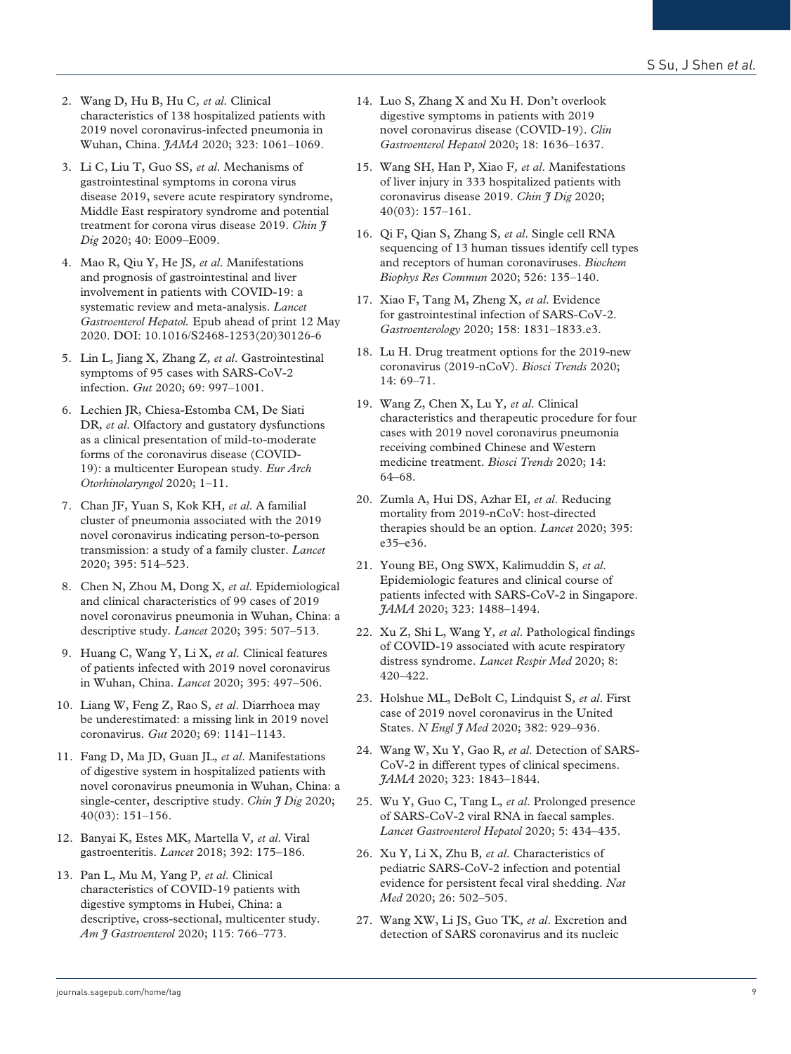2. Wang D, Hu B, Hu C, *et al*. Clinical characteristics of 138 hospitalized patients with 2019 novel coronavirus-infected pneumonia in Wuhan, China. *JAMA* 2020; 323: 1061–1069.

3. Li C, Liu T, Guo SS, *et al*. Mechanisms of gastrointestinal symptoms in corona virus disease 2019, severe acute respiratory syndrome, Middle East respiratory syndrome and potential treatment for corona virus disease 2019. *Chin J Dig* 2020; 40: E009–E009.

4. Mao R, Qiu Y, He JS, *et al*. Manifestations and prognosis of gastrointestinal and liver involvement in patients with COVID-19: a systematic review and meta-analysis. *Lancet Gastroenterol Hepatol.* Epub ahead of print 12 May 2020. DOI: 10.1016/S2468-1253(20)30126-6

5. Lin L, Jiang X, Zhang Z, *et al*. Gastrointestinal symptoms of 95 cases with SARS-CoV-2 infection. *Gut* 2020; 69: 997–1001.

6. Lechien JR, Chiesa-Estomba CM, De Siati DR, *et al*. Olfactory and gustatory dysfunctions as a clinical presentation of mild-to-moderate forms of the coronavirus disease (COVID-19): a multicenter European study. *Eur Arch Otorhinolaryngol* 2020; 1–11.

7. Chan JF, Yuan S, Kok KH, *et al*. A familial cluster of pneumonia associated with the 2019 novel coronavirus indicating person-to-person transmission: a study of a family cluster. *Lancet* 2020; 395: 514–523.

8. Chen N, Zhou M, Dong X, *et al*. Epidemiological and clinical characteristics of 99 cases of 2019 novel coronavirus pneumonia in Wuhan, China: a descriptive study. *Lancet* 2020; 395: 507–513.

9. Huang C, Wang Y, Li X, *et al*. Clinical features of patients infected with 2019 novel coronavirus in Wuhan, China. *Lancet* 2020; 395: 497–506.

10. Liang W, Feng Z, Rao S, *et al*. Diarrhoea may be underestimated: a missing link in 2019 novel coronavirus. *Gut* 2020; 69: 1141–1143.

11. Fang D, Ma JD, Guan JL, *et al*. Manifestations of digestive system in hospitalized patients with novel coronavirus pneumonia in Wuhan, China: a single-center, descriptive study. *Chin J Dig* 2020; 40(03): 151–156.

12. Banyai K, Estes MK, Martella V, *et al*. Viral gastroenteritis. *Lancet* 2018; 392: 175–186.

13. Pan L, Mu M, Yang P, *et al*. Clinical characteristics of COVID-19 patients with digestive symptoms in Hubei, China: a descriptive, cross-sectional, multicenter study. *Am J Gastroenterol* 2020; 115: 766–773.

14. Luo S, Zhang X and Xu H. Don't overlook digestive symptoms in patients with 2019 novel coronavirus disease (COVID-19). *Clin Gastroenterol Hepatol* 2020; 18: 1636–1637.

15. Wang SH, Han P, Xiao F, *et al*. Manifestations of liver injury in 333 hospitalized patients with coronavirus disease 2019. *Chin J Dig* 2020; 40(03): 157–161.

16. Qi F, Qian S, Zhang S, *et al*. Single cell RNA sequencing of 13 human tissues identify cell types and receptors of human coronaviruses. *Biochem Biophys Res Commun* 2020; 526: 135–140.

17. Xiao F, Tang M, Zheng X, *et al*. Evidence for gastrointestinal infection of SARS-CoV-2. *Gastroenterology* 2020; 158: 1831–1833.e3.

18. Lu H. Drug treatment options for the 2019-new coronavirus (2019-nCoV). *Biosci Trends* 2020; 14: 69–71.

19. Wang Z, Chen X, Lu Y, *et al*. Clinical characteristics and therapeutic procedure for four cases with 2019 novel coronavirus pneumonia receiving combined Chinese and Western medicine treatment. *Biosci Trends* 2020; 14: 64–68.

20. Zumla A, Hui DS, Azhar EI, *et al*. Reducing mortality from 2019-nCoV: host-directed therapies should be an option. *Lancet* 2020; 395: e35–e36.

21. Young BE, Ong SWX, Kalimuddin S, *et al*. Epidemiologic features and clinical course of patients infected with SARS-CoV-2 in Singapore. *JAMA* 2020; 323: 1488–1494.

22. Xu Z, Shi L, Wang Y, *et al*. Pathological findings of COVID-19 associated with acute respiratory distress syndrome. *Lancet Respir Med* 2020; 8: 420–422.

23. Holshue ML, DeBolt C, Lindquist S, *et al*. First case of 2019 novel coronavirus in the United States. *N Engl J Med* 2020; 382: 929–936.

24. Wang W, Xu Y, Gao R, *et al*. Detection of SARS-CoV-2 in different types of clinical specimens. *JAMA* 2020; 323: 1843–1844.

25. Wu Y, Guo C, Tang L, *et al*. Prolonged presence of SARS-CoV-2 viral RNA in faecal samples. *Lancet Gastroenterol Hepatol* 2020; 5: 434–435.

26. Xu Y, Li X, Zhu B, *et al*. Characteristics of pediatric SARS-CoV-2 infection and potential evidence for persistent fecal viral shedding. *Nat Med* 2020; 26: 502–505.

27. Wang XW, Li JS, Guo TK, *et al*. Excretion and detection of SARS coronavirus and its nucleic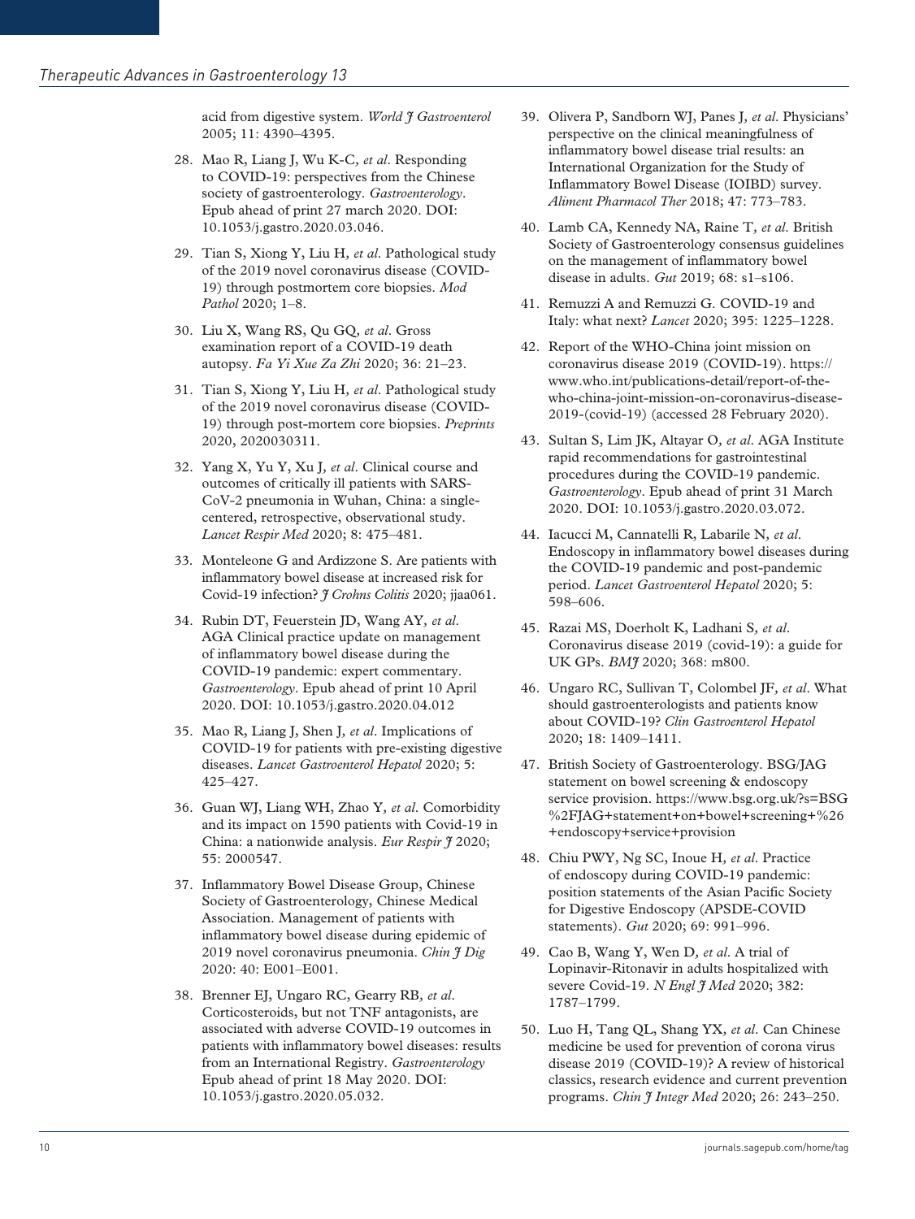acid from digestive system. *World J Gastroenterol* 2005; 11: 4390–4395.

28. Mao R, Liang J, Wu K-C*, et al*. Responding to COVID-19: perspectives from the Chinese society of gastroenterology. *Gastroenterology*. Epub ahead of print 27 march 2020. DOI: 10.1053/j.gastro.2020.03.046.

29. Tian S, Xiong Y, Liu H*, et al*. Pathological study of the 2019 novel coronavirus disease (COVID-19) through postmortem core biopsies. *Mod Pathol* 2020; 1–8.

30. Liu X, Wang RS, Qu GQ*, et al*. Gross examination report of a COVID-19 death autopsy. *Fa Yi Xue Za Zhi* 2020; 36: 21–23.

31. Tian S, Xiong Y, Liu H*, et al*. Pathological study of the 2019 novel coronavirus disease (COVID-19) through post-mortem core biopsies. *Preprints* 2020, 2020030311.

32. Yang X, Yu Y, Xu J*, et al*. Clinical course and outcomes of critically ill patients with SARS-CoV-2 pneumonia in Wuhan, China: a single-centered, retrospective, observational study. *Lancet Respir Med* 2020; 8: 475–481.

33. Monteleone G and Ardizzone S. Are patients with inflammatory bowel disease at increased risk for Covid-19 infection? *J Crohns Colitis* 2020; jjaa061.

34. Rubin DT, Feuerstein JD, Wang AY*, et al*. AGA Clinical practice update on management of inflammatory bowel disease during the COVID-19 pandemic: expert commentary. *Gastroenterology*. Epub ahead of print 10 April 2020. DOI: 10.1053/j.gastro.2020.04.012

35. Mao R, Liang J, Shen J*, et al*. Implications of COVID-19 for patients with pre-existing digestive diseases. *Lancet Gastroenterol Hepatol* 2020; 5: 425–427.

36. Guan WJ, Liang WH, Zhao Y*, et al*. Comorbidity and its impact on 1590 patients with Covid-19 in China: a nationwide analysis. *Eur Respir J* 2020; 55: 2000547.

37. Inflammatory Bowel Disease Group, Chinese Society of Gastroenterology, Chinese Medical Association. Management of patients with inflammatory bowel disease during epidemic of 2019 novel coronavirus pneumonia. *Chin J Dig* 2020: 40: E001–E001.

38. Brenner EJ, Ungaro RC, Gearry RB*, et al*. Corticosteroids, but not TNF antagonists, are associated with adverse COVID-19 outcomes in patients with inflammatory bowel diseases: results from an International Registry. *Gastroenterology* Epub ahead of print 18 May 2020. DOI: 10.1053/j.gastro.2020.05.032.

39. Olivera P, Sandborn WJ, Panes J*, et al*. Physicians' perspective on the clinical meaningfulness of inflammatory bowel disease trial results: an International Organization for the Study of Inflammatory Bowel Disease (IOIBD) survey. *Aliment Pharmacol Ther* 2018; 47: 773–783.

40. Lamb CA, Kennedy NA, Raine T*, et al*. British Society of Gastroenterology consensus guidelines on the management of inflammatory bowel disease in adults. *Gut* 2019; 68: s1–s106.

41. Remuzzi A and Remuzzi G. COVID-19 and Italy: what next? *Lancet* 2020; 395: 1225–1228.

42. Report of the WHO-China joint mission on coronavirus disease 2019 (COVID-19). https://www.who.int/publications-detail/report-of-the-who-china-joint-mission-on-coronavirus-disease-2019-(covid-19) (accessed 28 February 2020).

43. Sultan S, Lim JK, Altayar O*, et al*. AGA Institute rapid recommendations for gastrointestinal procedures during the COVID-19 pandemic. *Gastroenterology*. Epub ahead of print 31 March 2020. DOI: 10.1053/j.gastro.2020.03.072.

44. Iacucci M, Cannatelli R, Labarile N*, et al*. Endoscopy in inflammatory bowel diseases during the COVID-19 pandemic and post-pandemic period. *Lancet Gastroenterol Hepatol* 2020; 5: 598–606.

45. Razai MS, Doerholt K, Ladhani S*, et al*. Coronavirus disease 2019 (covid-19): a guide for UK GPs. *BMJ* 2020; 368: m800.

46. Ungaro RC, Sullivan T, Colombel JF*, et al*. What should gastroenterologists and patients know about COVID-19? *Clin Gastroenterol Hepatol* 2020; 18: 1409–1411.

47. British Society of Gastroenterology. BSG/JAG statement on bowel screening & endoscopy service provision. https://www.bsg.org.uk/?s=BSG%2FJAG+statement+on+bowel+screening+%26+endoscopy+service+provision

48. Chiu PWY, Ng SC, Inoue H*, et al*. Practice of endoscopy during COVID-19 pandemic: position statements of the Asian Pacific Society for Digestive Endoscopy (APSDE-COVID statements). *Gut* 2020; 69: 991–996.

49. Cao B, Wang Y, Wen D*, et al*. A trial of Lopinavir-Ritonavir in adults hospitalized with severe Covid-19. *N Engl J Med* 2020; 382: 1787–1799.

50. Luo H, Tang QL, Shang YX*, et al*. Can Chinese medicine be used for prevention of corona virus disease 2019 (COVID-19)? A review of historical classics, research evidence and current prevention programs. *Chin J Integr Med* 2020; 26: 243–250.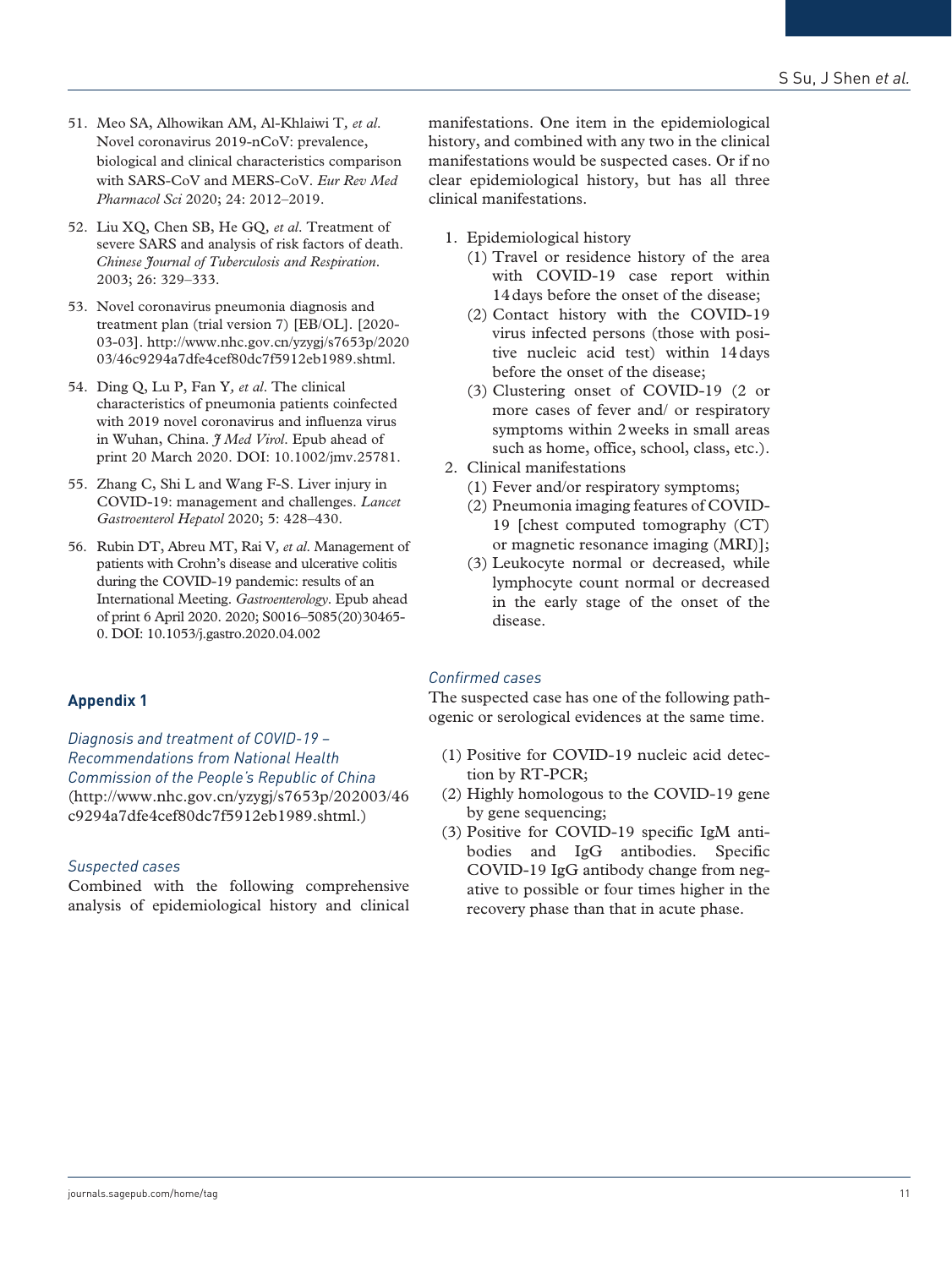51. Meo SA, Alhowikan AM, Al-Khlaiwi T, *et al*. Novel coronavirus 2019-nCoV: prevalence, biological and clinical characteristics comparison with SARS-CoV and MERS-CoV. *Eur Rev Med Pharmacol Sci* 2020; 24: 2012–2019.

52. Liu XQ, Chen SB, He GQ, *et al*. Treatment of severe SARS and analysis of risk factors of death. *Chinese Journal of Tuberculosis and Respiration*. 2003; 26: 329–333.

53. Novel coronavirus pneumonia diagnosis and treatment plan (trial version 7) [EB/OL]. [2020-03-03]. http://www.nhc.gov.cn/yzygj/s7653p/202003/46c9294a7dfe4cef80dc7f5912eb1989.shtml.

54. Ding Q, Lu P, Fan Y, *et al*. The clinical characteristics of pneumonia patients coinfected with 2019 novel coronavirus and influenza virus in Wuhan, China. *J Med Virol*. Epub ahead of print 20 March 2020. DOI: 10.1002/jmv.25781.

55. Zhang C, Shi L and Wang F-S. Liver injury in COVID-19: management and challenges. *Lancet Gastroenterol Hepatol* 2020; 5: 428–430.

56. Rubin DT, Abreu MT, Rai V, *et al*. Management of patients with Crohn's disease and ulcerative colitis during the COVID-19 pandemic: results of an International Meeting. *Gastroenterology*. Epub ahead of print 6 April 2020. 2020; S0016–5085(20)30465-0. DOI: 10.1053/j.gastro.2020.04.002

## Appendix 1

*Diagnosis and treatment of COVID-19 – Recommendations from National Health Commission of the People's Republic of China*
(http://www.nhc.gov.cn/yzygj/s7653p/202003/46c9294a7dfe4cef80dc7f5912eb1989.shtml.)

*Suspected cases*

Combined with the following comprehensive analysis of epidemiological history and clinical manifestations. One item in the epidemiological history, and combined with any two in the clinical manifestations would be suspected cases. Or if no clear epidemiological history, but has all three clinical manifestations.

1. Epidemiological history
   (1) Travel or residence history of the area with COVID-19 case report within 14 days before the onset of the disease;
   (2) Contact history with the COVID-19 virus infected persons (those with positive nucleic acid test) within 14 days before the onset of the disease;
   (3) Clustering onset of COVID-19 (2 or more cases of fever and/ or respiratory symptoms within 2 weeks in small areas such as home, office, school, class, etc.).
2. Clinical manifestations
   (1) Fever and/or respiratory symptoms;
   (2) Pneumonia imaging features of COVID-19 [chest computed tomography (CT) or magnetic resonance imaging (MRI)];
   (3) Leukocyte normal or decreased, while lymphocyte count normal or decreased in the early stage of the onset of the disease.

*Confirmed cases*

The suspected case has one of the following pathogenic or serological evidences at the same time.

(1) Positive for COVID-19 nucleic acid detection by RT-PCR;
(2) Highly homologous to the COVID-19 gene by gene sequencing;
(3) Positive for COVID-19 specific IgM antibodies and IgG antibodies. Specific COVID-19 IgG antibody change from negative to possible or four times higher in the recovery phase than that in acute phase.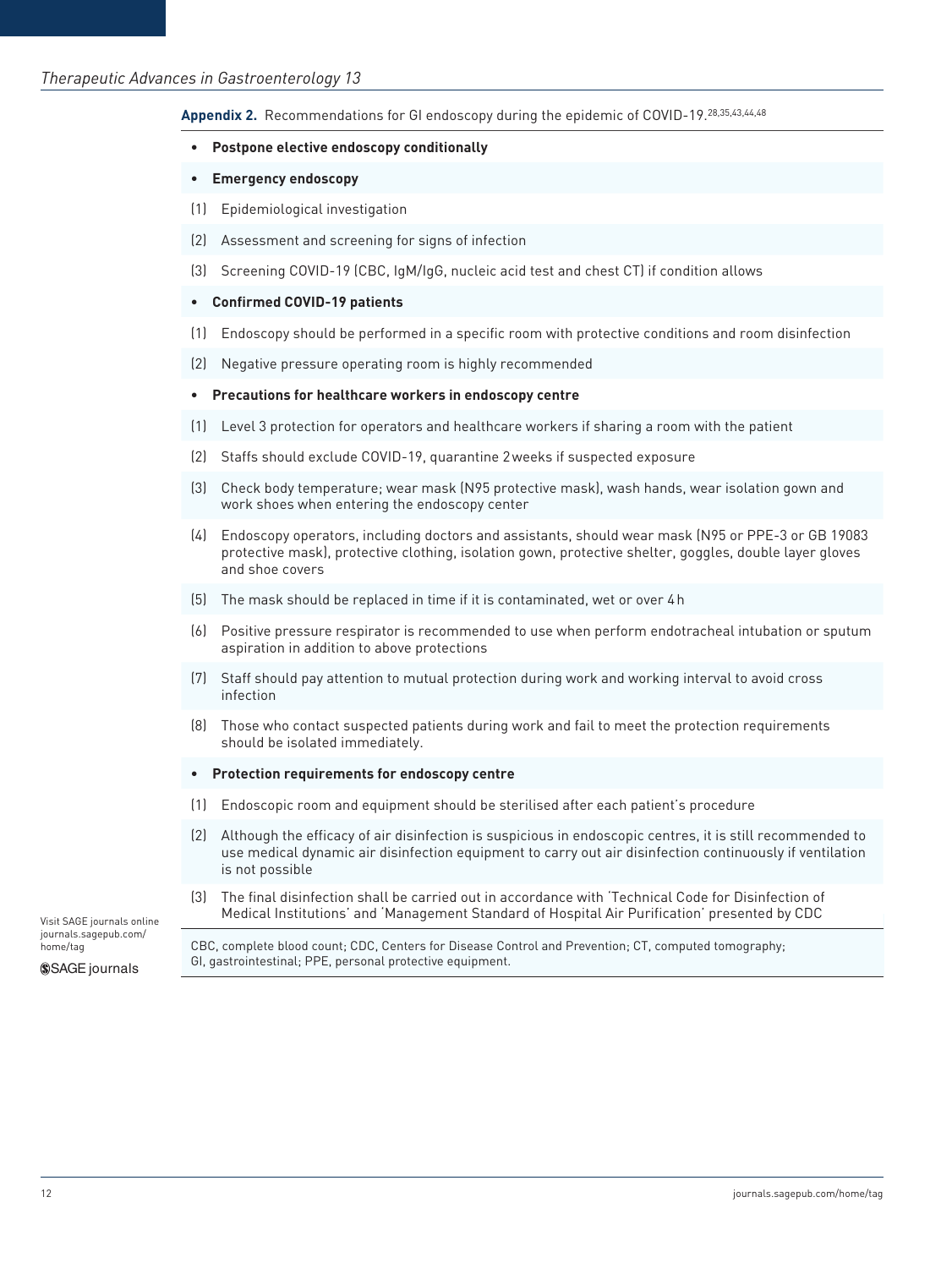**Appendix 2.** Recommendations for GI endoscopy during the epidemic of COVID-19.[28,35,43,44,48]

| |
|---|
| • **Postpone elective endoscopy conditionally** |
| • **Emergency endoscopy** |
| (1) Epidemiological investigation |
| (2) Assessment and screening for signs of infection |
| (3) Screening COVID-19 (CBC, IgM/IgG, nucleic acid test and chest CT) if condition allows |
| • **Confirmed COVID-19 patients** |
| (1) Endoscopy should be performed in a specific room with protective conditions and room disinfection |
| (2) Negative pressure operating room is highly recommended |
| • **Precautions for healthcare workers in endoscopy centre** |
| (1) Level 3 protection for operators and healthcare workers if sharing a room with the patient |
| (2) Staffs should exclude COVID-19, quarantine 2 weeks if suspected exposure |
| (3) Check body temperature; wear mask (N95 protective mask), wash hands, wear isolation gown and work shoes when entering the endoscopy center |
| (4) Endoscopy operators, including doctors and assistants, should wear mask (N95 or PPE-3 or GB 19083 protective mask), protective clothing, isolation gown, protective shelter, goggles, double layer gloves and shoe covers |
| (5) The mask should be replaced in time if it is contaminated, wet or over 4 h |
| (6) Positive pressure respirator is recommended to use when perform endotracheal intubation or sputum aspiration in addition to above protections |
| (7) Staff should pay attention to mutual protection during work and working interval to avoid cross infection |
| (8) Those who contact suspected patients during work and fail to meet the protection requirements should be isolated immediately. |
| • **Protection requirements for endoscopy centre** |
| (1) Endoscopic room and equipment should be sterilised after each patient's procedure |
| (2) Although the efficacy of air disinfection is suspicious in endoscopic centres, it is still recommended to use medical dynamic air disinfection equipment to carry out air disinfection continuously if ventilation is not possible |
| (3) The final disinfection shall be carried out in accordance with 'Technical Code for Disinfection of Medical Institutions' and 'Management Standard of Hospital Air Purification' presented by CDC |

CBC, complete blood count; CDC, Centers for Disease Control and Prevention; CT, computed tomography; GI, gastrointestinal; PPE, personal protective equipment.

Visit SAGE journals online journals.sagepub.com/home/tag

SAGE journals